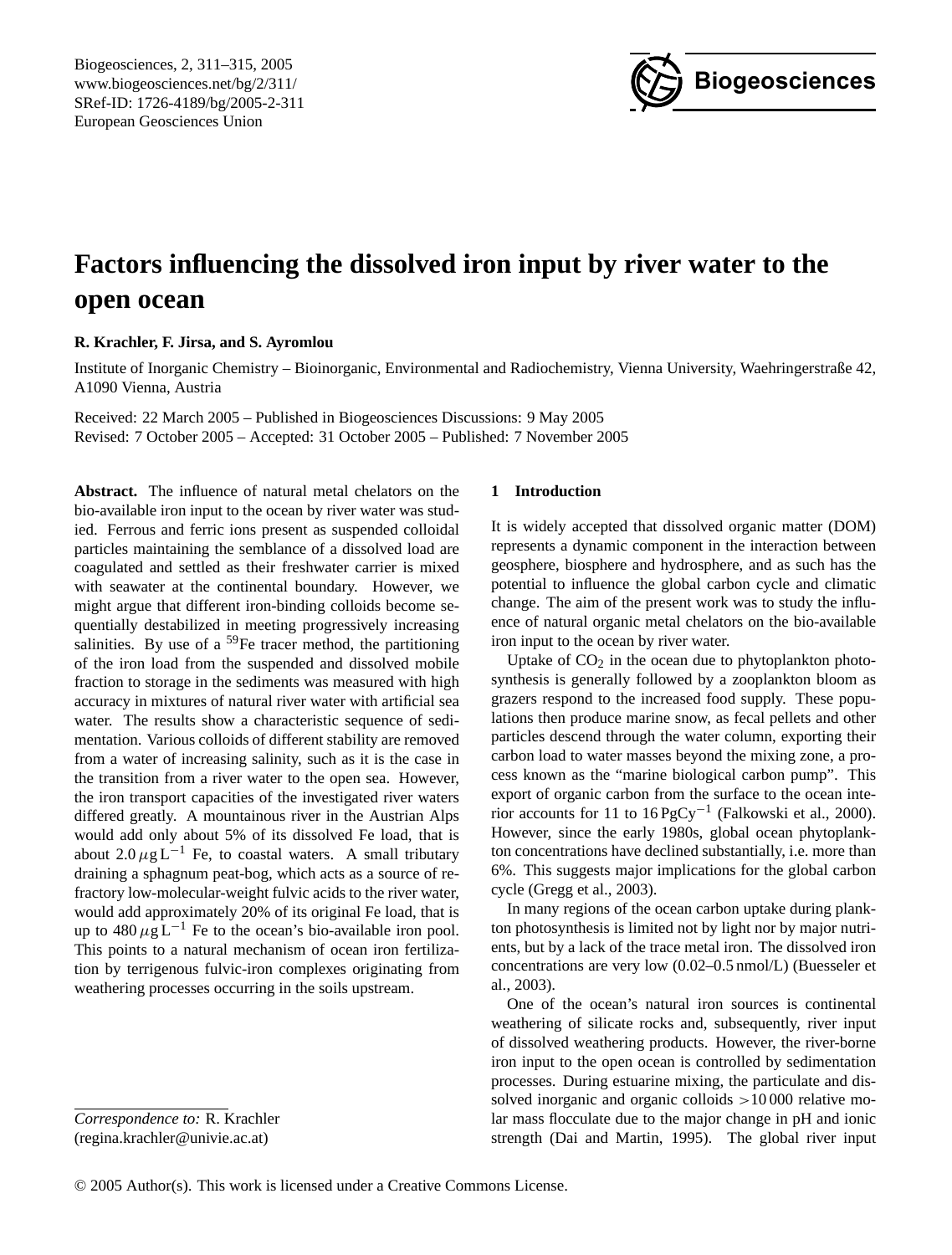# Factors influencing the dissolved iron input by river water to the open ocean

**R. Krachler, F. Jirsa, and S. Ayromlou**

Institute of Inorganic Chemistry – Bioinorganic, Environmental and Radiochemistry, Vienna University, Waehringerstraße 42, A1090 Vienna, Austria

Received: 22 March 2005 – Published in Biogeosciences Discussions: 9 May 2005
Revised: 7 October 2005 – Accepted: 31 October 2005 – Published: 7 November 2005

**Abstract.** The influence of natural metal chelators on the bio-available iron input to the ocean by river water was studied. Ferrous and ferric ions present as suspended colloidal particles maintaining the semblance of a dissolved load are coagulated and settled as their freshwater carrier is mixed with seawater at the continental boundary. However, we might argue that different iron-binding colloids become sequentially destabilized in meeting progressively increasing salinities. By use of a $^{59}$Fe tracer method, the partitioning of the iron load from the suspended and dissolved mobile fraction to storage in the sediments was measured with high accuracy in mixtures of natural river water with artificial sea water. The results show a characteristic sequence of sedimentation. Various colloids of different stability are removed from a water of increasing salinity, such as it is the case in the transition from a river water to the open sea. However, the iron transport capacities of the investigated river waters differed greatly. A mountainous river in the Austrian Alps would add only about 5% of its dissolved Fe load, that is about $2.0\,\mu\mathrm{g\,L}^{-1}$ Fe, to coastal waters. A small tributary draining a sphagnum peat-bog, which acts as a source of refractory low-molecular-weight fulvic acids to the river water, would add approximately 20% of its original Fe load, that is up to $480\,\mu\mathrm{g\,L}^{-1}$ Fe to the ocean's bio-available iron pool. This points to a natural mechanism of ocean iron fertilization by terrigenous fulvic-iron complexes originating from weathering processes occurring in the soils upstream.

## 1 Introduction

It is widely accepted that dissolved organic matter (DOM) represents a dynamic component in the interaction between geosphere, biosphere and hydrosphere, and as such has the potential to influence the global carbon cycle and climatic change. The aim of the present work was to study the influence of natural organic metal chelators on the bio-available iron input to the ocean by river water.

Uptake of $CO_2$ in the ocean due to phytoplankton photosynthesis is generally followed by a zooplankton bloom as grazers respond to the increased food supply. These populations then produce marine snow, as fecal pellets and other particles descend through the water column, exporting their carbon load to water masses beyond the mixing zone, a process known as the "marine biological carbon pump". This export of organic carbon from the surface to the ocean interior accounts for 11 to $16\,\mathrm{PgCy}^{-1}$ (Falkowski et al., 2000). However, since the early 1980s, global ocean phytoplankton concentrations have declined substantially, i.e. more than 6%. This suggests major implications for the global carbon cycle (Gregg et al., 2003).

In many regions of the ocean carbon uptake during plankton photosynthesis is limited not by light nor by major nutrients, but by a lack of the trace metal iron. The dissolved iron concentrations are very low (0.02–0.5 nmol/L) (Buesseler et al., 2003).

One of the ocean's natural iron sources is continental weathering of silicate rocks and, subsequently, river input of dissolved weathering products. However, the river-borne iron input to the open ocean is controlled by sedimentation processes. During estuarine mixing, the particulate and dissolved inorganic and organic colloids >10 000 relative molar mass flocculate due to the major change in pH and ionic strength (Dai and Martin, 1995). The global river input

*Correspondence to:* R. Krachler
(regina.krachler@univie.ac.at)

© 2005 Author(s). This work is licensed under a Creative Commons License.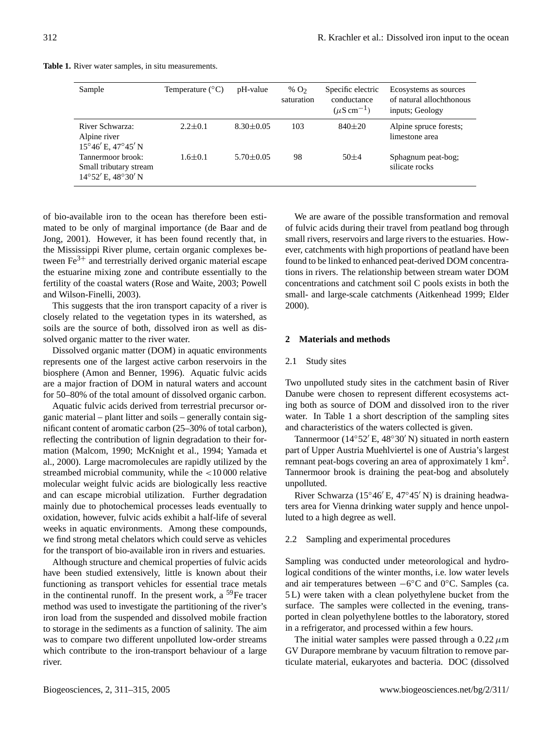**Table 1.** River water samples, in situ measurements.

| Sample | Temperature (°C) | pH-value | % $O_2$ saturation | Specific electric conductance ($\mu$S cm$^{-1}$) | Ecosystems as sources of natural allochthonous inputs; Geology |
|---|---|---|---|---|---|
| River Schwarza: Alpine river 15°46′ E, 47°45′ N | 2.2±0.1 | 8.30±0.05 | 103 | 840±20 | Alpine spruce forests; limestone area |
| Tannermoor brook: Small tributary stream 14°52′ E, 48°30′ N | 1.6±0.1 | 5.70±0.05 | 98 | 50±4 | Sphagnum peat-bog; silicate rocks |

of bio-available iron to the ocean has therefore been estimated to be only of marginal importance (de Baar and de Jong, 2001). However, it has been found recently that, in the Mississippi River plume, certain organic complexes between $Fe^{3+}$ and terrestrially derived organic material escape the estuarine mixing zone and contribute essentially to the fertility of the coastal waters (Rose and Waite, 2003; Powell and Wilson-Finelli, 2003).

This suggests that the iron transport capacity of a river is closely related to the vegetation types in its watershed, as soils are the source of both, dissolved iron as well as dissolved organic matter to the river water.

Dissolved organic matter (DOM) in aquatic environments represents one of the largest active carbon reservoirs in the biosphere (Amon and Benner, 1996). Aquatic fulvic acids are a major fraction of DOM in natural waters and account for 50–80% of the total amount of dissolved organic carbon.

Aquatic fulvic acids derived from terrestrial precursor organic material – plant litter and soils – generally contain significant content of aromatic carbon (25–30% of total carbon), reflecting the contribution of lignin degradation to their formation (Malcom, 1990; McKnight et al., 1994; Yamada et al., 2000). Large macromolecules are rapidly utilized by the streambed microbial community, while the <10 000 relative molecular weight fulvic acids are biologically less reactive and can escape microbial utilization. Further degradation mainly due to photochemical processes leads eventually to oxidation, however, fulvic acids exhibit a half-life of several weeks in aquatic environments. Among these compounds, we find strong metal chelators which could serve as vehicles for the transport of bio-available iron in rivers and estuaries.

Although structure and chemical properties of fulvic acids have been studied extensively, little is known about their functioning as transport vehicles for essential trace metals in the continental runoff. In the present work, a $^{59}$Fe tracer method was used to investigate the partitioning of the river's iron load from the suspended and dissolved mobile fraction to storage in the sediments as a function of salinity. The aim was to compare two different unpolluted low-order streams which contribute to the iron-transport behaviour of a large river.

We are aware of the possible transformation and removal of fulvic acids during their travel from peatland bog through small rivers, reservoirs and large rivers to the estuaries. However, catchments with high proportions of peatland have been found to be linked to enhanced peat-derived DOM concentrations in rivers. The relationship between stream water DOM concentrations and catchment soil C pools exists in both the small- and large-scale catchments (Aitkenhead 1999; Elder 2000).

## 2 Materials and methods

### 2.1 Study sites

Two unpolluted study sites in the catchment basin of River Danube were chosen to represent different ecosystems acting both as source of DOM and dissolved iron to the river water. In Table 1 a short description of the sampling sites and characteristics of the waters collected is given.

Tannermoor (14°52′ E, 48°30′ N) situated in north eastern part of Upper Austria Muehlviertel is one of Austria's largest remnant peat-bogs covering an area of approximately 1 km$^2$. Tannermoor brook is draining the peat-bog and absolutely unpolluted.

River Schwarza (15°46′ E, 47°45′ N) is draining headwaters area for Vienna drinking water supply and hence unpolluted to a high degree as well.

### 2.2 Sampling and experimental procedures

Sampling was conducted under meteorological and hydrological conditions of the winter months, i.e. low water levels and air temperatures between −6°C and 0°C. Samples (ca. 5 L) were taken with a clean polyethylene bucket from the surface. The samples were collected in the evening, transported in clean polyethylene bottles to the laboratory, stored in a refrigerator, and processed within a few hours.

The initial water samples were passed through a 0.22 $\mu$m GV Durapore membrane by vacuum filtration to remove particulate material, eukaryotes and bacteria. DOC (dissolved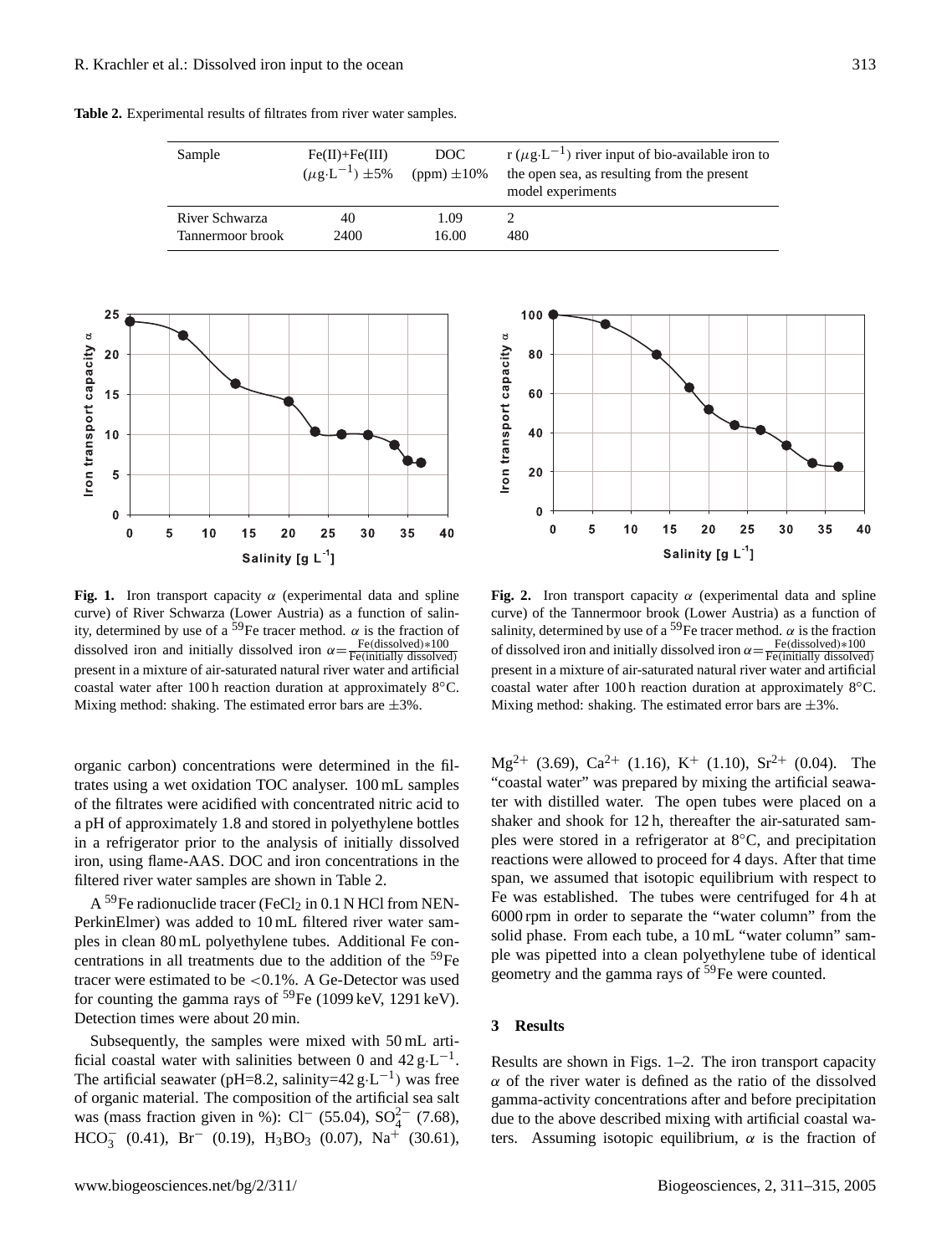**Table 2.** Experimental results of filtrates from river water samples.

| Sample | Fe(II)+Fe(III) ($\mu g \cdot L^{-1}$) ±5% | DOC (ppm) ±10% | r ($\mu g \cdot L^{-1}$) river input of bio-available iron to the open sea, as resulting from the present model experiments |
|---|---|---|---|
| River Schwarza | 40 | 1.09 | 2 |
| Tannermoor brook | 2400 | 16.00 | 480 |

**Fig. 1.** Iron transport capacity $\alpha$ (experimental data and spline curve) of River Schwarza (Lower Austria) as a function of salinity, determined by use of a $^{59}$Fe tracer method. $\alpha$ is the fraction of dissolved iron and initially dissolved iron $\alpha = \frac{\text{Fe(dissolved)}*100}{\text{Fe(initially dissolved)}}$ present in a mixture of air-saturated natural river water and artificial coastal water after 100 h reaction duration at approximately 8°C. Mixing method: shaking. The estimated error bars are ±3%.

**Fig. 2.** Iron transport capacity $\alpha$ (experimental data and spline curve) of the Tannermoor brook (Lower Austria) as a function of salinity, determined by use of a $^{59}$Fe tracer method. $\alpha$ is the fraction of dissolved iron and initially dissolved iron $\alpha = \frac{\text{Fe(dissolved)}*100}{\text{Fe(initially dissolved)}}$ present in a mixture of air-saturated natural river water and artificial coastal water after 100 h reaction duration at approximately 8°C. Mixing method: shaking. The estimated error bars are ±3%.

organic carbon) concentrations were determined in the filtrates using a wet oxidation TOC analyser. 100 mL samples of the filtrates were acidified with concentrated nitric acid to a pH of approximately 1.8 and stored in polyethylene bottles in a refrigerator prior to the analysis of initially dissolved iron, using flame-AAS. DOC and iron concentrations in the filtered river water samples are shown in Table 2.

A $^{59}$Fe radionuclide tracer ($FeCl_2$ in 0.1 N HCl from NEN-PerkinElmer) was added to 10 mL filtered river water samples in clean 80 mL polyethylene tubes. Additional Fe concentrations in all treatments due to the addition of the $^{59}$Fe tracer were estimated to be <0.1%. A Ge-Detector was used for counting the gamma rays of $^{59}$Fe (1099 keV, 1291 keV). Detection times were about 20 min.

Subsequently, the samples were mixed with 50 mL artificial coastal water with salinities between 0 and 42 $g \cdot L^{-1}$. The artificial seawater (pH=8.2, salinity=42 $g \cdot L^{-1}$) was free of organic material. The composition of the artificial sea salt was (mass fraction given in %): $Cl^-$ (55.04), $SO_4^{2-}$ (7.68), $HCO_3^-$ (0.41), $Br^-$ (0.19), $H_3BO_3$ (0.07), $Na^+$ (30.61), $Mg^{2+}$ (3.69), $Ca^{2+}$ (1.16), $K^+$ (1.10), $Sr^{2+}$ (0.04). The "coastal water" was prepared by mixing the artificial seawater with distilled water. The open tubes were placed on a shaker and shook for 12 h, thereafter the air-saturated samples were stored in a refrigerator at 8°C, and precipitation reactions were allowed to proceed for 4 days. After that time span, we assumed that isotopic equilibrium with respect to Fe was established. The tubes were centrifuged for 4 h at 6000 rpm in order to separate the "water column" from the solid phase. From each tube, a 10 mL "water column" sample was pipetted into a clean polyethylene tube of identical geometry and the gamma rays of $^{59}$Fe were counted.

## 3 Results

Results are shown in Figs. 1–2. The iron transport capacity $\alpha$ of the river water is defined as the ratio of the dissolved gamma-activity concentrations after and before precipitation due to the above described mixing with artificial coastal waters. Assuming isotopic equilibrium, $\alpha$ is the fraction of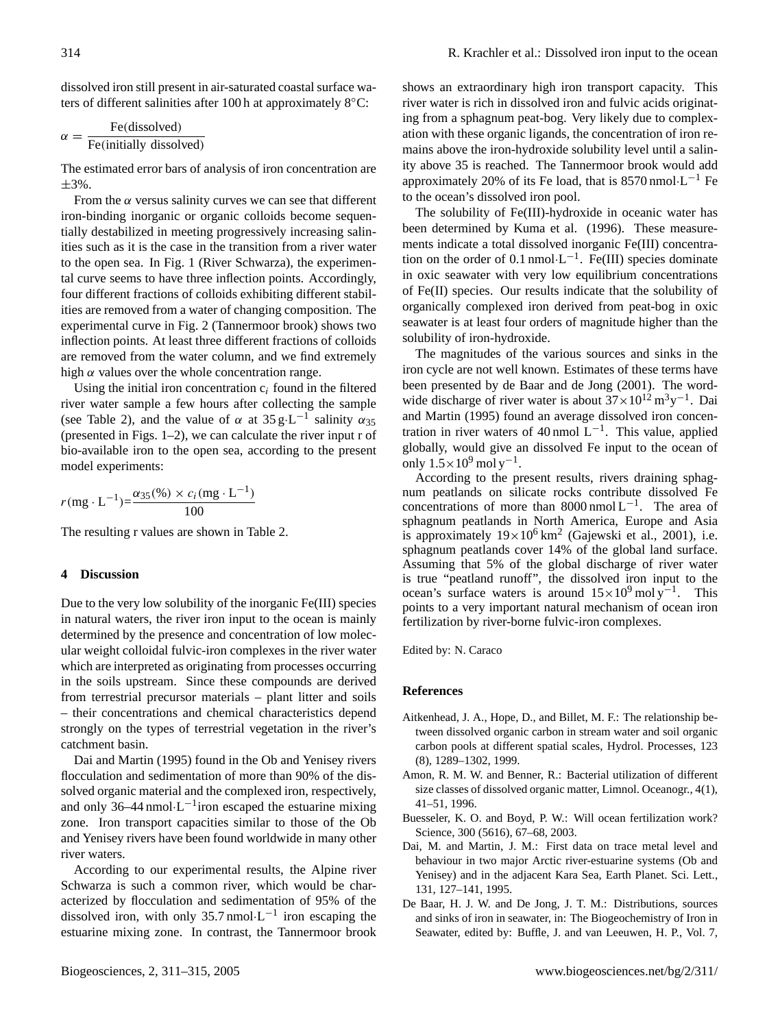dissolved iron still present in air-saturated coastal surface waters of different salinities after 100 h at approximately 8°C:

$$\alpha = \frac{\text{Fe(dissolved)}}{\text{Fe(initially dissolved)}}$$

The estimated error bars of analysis of iron concentration are ±3%.

From the $\alpha$ versus salinity curves we can see that different iron-binding inorganic or organic colloids become sequentially destabilized in meeting progressively increasing salinities such as it is the case in the transition from a river water to the open sea. In Fig. 1 (River Schwarza), the experimental curve seems to have three inflection points. Accordingly, four different fractions of colloids exhibiting different stabilities are removed from a water of changing composition. The experimental curve in Fig. 2 (Tannermoor brook) shows two inflection points. At least three different fractions of colloids are removed from the water column, and we find extremely high $\alpha$ values over the whole concentration range.

Using the initial iron concentration $c_i$ found in the filtered river water sample a few hours after collecting the sample (see Table 2), and the value of $\alpha$ at $35\,\text{g}\cdot\text{L}^{-1}$ salinity $\alpha_{35}$ (presented in Figs. 1–2), we can calculate the river input r of bio-available iron to the open sea, according to the present model experiments:

$$r(\text{mg}\cdot\text{L}^{-1}) = \frac{\alpha_{35}(\%) \times c_i(\text{mg}\cdot\text{L}^{-1})}{100}$$

The resulting r values are shown in Table 2.

## 4 Discussion

Due to the very low solubility of the inorganic Fe(III) species in natural waters, the river iron input to the ocean is mainly determined by the presence and concentration of low molecular weight colloidal fulvic-iron complexes in the river water which are interpreted as originating from processes occurring in the soils upstream. Since these compounds are derived from terrestrial precursor materials – plant litter and soils – their concentrations and chemical characteristics depend strongly on the types of terrestrial vegetation in the river's catchment basin.

Dai and Martin (1995) found in the Ob and Yenisey rivers flocculation and sedimentation of more than 90% of the dissolved organic material and the complexed iron, respectively, and only 36–44 $\text{nmol}\cdot\text{L}^{-1}$iron escaped the estuarine mixing zone. Iron transport capacities similar to those of the Ob and Yenisey rivers have been found worldwide in many other river waters.

According to our experimental results, the Alpine river Schwarza is such a common river, which would be characterized by flocculation and sedimentation of 95% of the dissolved iron, with only 35.7 $\text{nmol}\cdot\text{L}^{-1}$ iron escaping the estuarine mixing zone. In contrast, the Tannermoor brook shows an extraordinary high iron transport capacity. This river water is rich in dissolved iron and fulvic acids originating from a sphagnum peat-bog. Very likely due to complexation with these organic ligands, the concentration of iron remains above the iron-hydroxide solubility level until a salinity above 35 is reached. The Tannermoor brook would add approximately 20% of its Fe load, that is 8570 $\text{nmol}\cdot\text{L}^{-1}$ Fe to the ocean's dissolved iron pool.

The solubility of Fe(III)-hydroxide in oceanic water has been determined by Kuma et al. (1996). These measurements indicate a total dissolved inorganic Fe(III) concentration on the order of 0.1 $\text{nmol}\cdot\text{L}^{-1}$. Fe(III) species dominate in oxic seawater with very low equilibrium concentrations of Fe(II) species. Our results indicate that the solubility of organically complexed iron derived from peat-bog in oxic seawater is at least four orders of magnitude higher than the solubility of iron-hydroxide.

The magnitudes of the various sources and sinks in the iron cycle are not well known. Estimates of these terms have been presented by de Baar and de Jong (2001). The wordwide discharge of river water is about $37\times10^{12}\,\text{m}^3\text{y}^{-1}$. Dai and Martin (1995) found an average dissolved iron concentration in river waters of 40 nmol $\text{L}^{-1}$. This value, applied globally, would give an dissolved Fe input to the ocean of only $1.5\times10^9\,\text{mol}\,\text{y}^{-1}$.

According to the present results, rivers draining sphagnum peatlands on silicate rocks contribute dissolved Fe concentrations of more than 8000 nmol $\text{L}^{-1}$. The area of sphagnum peatlands in North America, Europe and Asia is approximately $19\times10^6\,\text{km}^2$ (Gajewski et al., 2001), i.e. sphagnum peatlands cover 14% of the global land surface. Assuming that 5% of the global discharge of river water is true "peatland runoff", the dissolved iron input to the ocean's surface waters is around $15\times10^9\,\text{mol}\,\text{y}^{-1}$. This points to a very important natural mechanism of ocean iron fertilization by river-borne fulvic-iron complexes.

Edited by: N. Caraco

## References

Aitkenhead, J. A., Hope, D., and Billet, M. F.: The relationship between dissolved organic carbon in stream water and soil organic carbon pools at different spatial scales, Hydrol. Processes, 123 (8), 1289–1302, 1999.

Amon, R. M. W. and Benner, R.: Bacterial utilization of different size classes of dissolved organic matter, Limnol. Oceanogr., 4(1), 41–51, 1996.

Buesseler, K. O. and Boyd, P. W.: Will ocean fertilization work? Science, 300 (5616), 67–68, 2003.

Dai, M. and Martin, J. M.: First data on trace metal level and behaviour in two major Arctic river-estuarine systems (Ob and Yenisey) and in the adjacent Kara Sea, Earth Planet. Sci. Lett., 131, 127–141, 1995.

De Baar, H. J. W. and De Jong, J. T. M.: Distributions, sources and sinks of iron in seawater, in: The Biogeochemistry of Iron in Seawater, edited by: Buffle, J. and van Leeuwen, H. P., Vol. 7,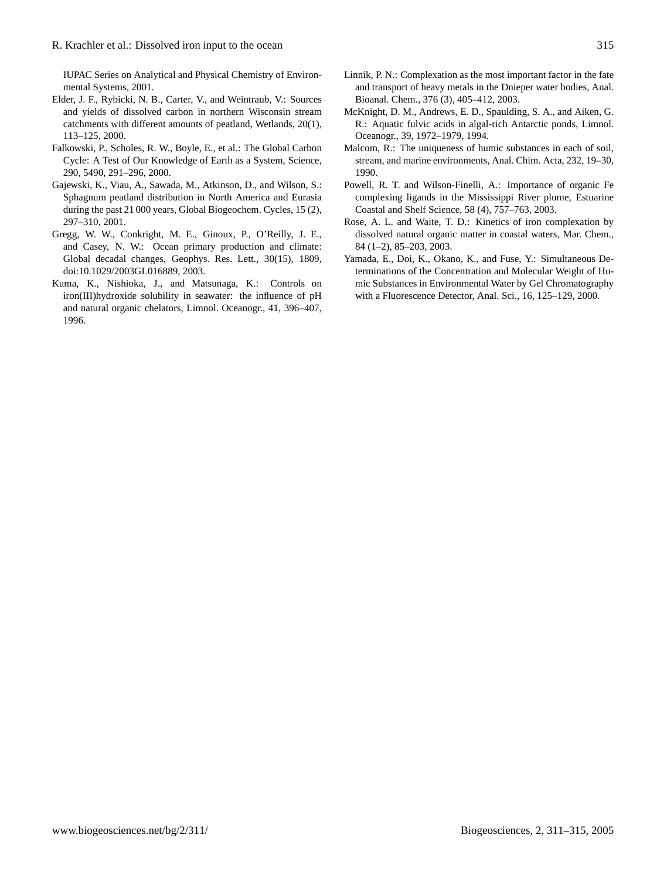IUPAC Series on Analytical and Physical Chemistry of Environmental Systems, 2001.

Elder, J. F., Rybicki, N. B., Carter, V., and Weintraub, V.: Sources and yields of dissolved carbon in northern Wisconsin stream catchments with different amounts of peatland, Wetlands, 20(1), 113–125, 2000.

Falkowski, P., Scholes, R. W., Boyle, E., et al.: The Global Carbon Cycle: A Test of Our Knowledge of Earth as a System, Science, 290, 5490, 291–296, 2000.

Gajewski, K., Viau, A., Sawada, M., Atkinson, D., and Wilson, S.: Sphagnum peatland distribution in North America and Eurasia during the past 21 000 years, Global Biogeochem. Cycles, 15 (2), 297–310, 2001.

Gregg, W. W., Conkright, M. E., Ginoux, P., O'Reilly, J. E., and Casey, N. W.: Ocean primary production and climate: Global decadal changes, Geophys. Res. Lett., 30(15), 1809, doi:10.1029/2003GL016889, 2003.

Kuma, K., Nishioka, J., and Matsunaga, K.: Controls on iron(III)hydroxide solubility in seawater: the influence of pH and natural organic chelators, Limnol. Oceanogr., 41, 396–407, 1996.

Linnik, P. N.: Complexation as the most important factor in the fate and transport of heavy metals in the Dnieper water bodies, Anal. Bioanal. Chem., 376 (3), 405–412, 2003.

McKnight, D. M., Andrews, E. D., Spaulding, S. A., and Aiken, G. R.: Aquatic fulvic acids in algal-rich Antarctic ponds, Limnol. Oceanogr., 39, 1972–1979, 1994.

Malcom, R.: The uniqueness of humic substances in each of soil, stream, and marine environments, Anal. Chim. Acta, 232, 19–30, 1990.

Powell, R. T. and Wilson-Finelli, A.: Importance of organic Fe complexing ligands in the Mississippi River plume, Estuarine Coastal and Shelf Science, 58 (4), 757–763, 2003.

Rose, A. L. and Waite, T. D.: Kinetics of iron complexation by dissolved natural organic matter in coastal waters, Mar. Chem., 84 (1–2), 85–203, 2003.

Yamada, E., Doi, K., Okano, K., and Fuse, Y.: Simultaneous Determinations of the Concentration and Molecular Weight of Humic Substances in Environmental Water by Gel Chromatography with a Fluorescence Detector, Anal. Sci., 16, 125–129, 2000.